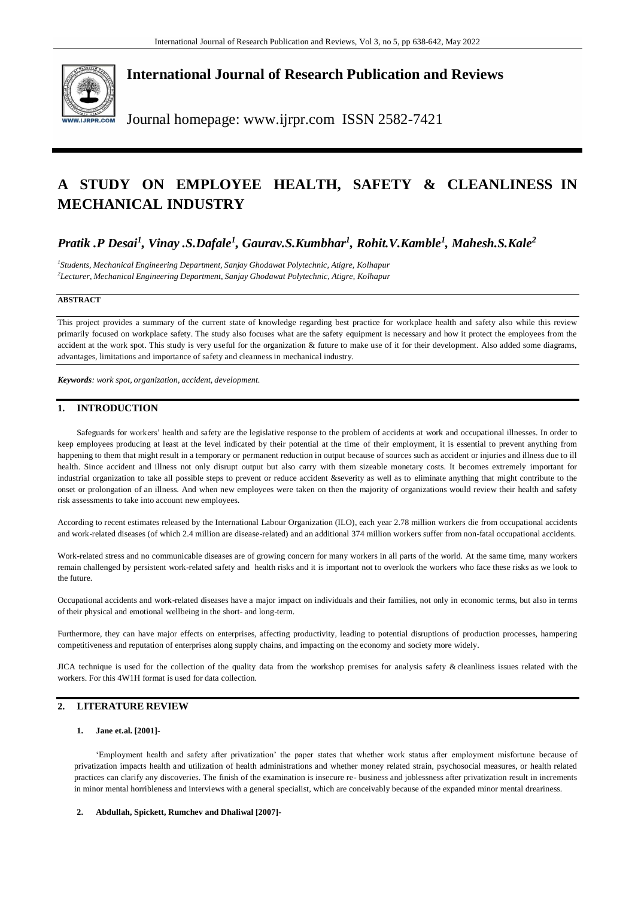# International Journal of Research Publication and Reviews

Journal homepage: www.ijrpr.com ISSN 2582-7421

# A STUDY ON EMPLOYEE HEALTH, SAFETY & CLEANLINESS IN MECHANICAL INDUSTRY

***Pratik .P Desai[1], Vinay .S.Dafale[1], Gaurav.S.Kumbhar[1], Rohit.V.Kamble[1], Mahesh.S.Kale[2]***

*[1]Students, Mechanical Engineering Department, Sanjay Ghodawat Polytechnic, Atigre, Kolhapur*
*[2]Lecturer, Mechanical Engineering Department, Sanjay Ghodawat Polytechnic, Atigre, Kolhapur*

**ABSTRACT**

This project provides a summary of the current state of knowledge regarding best practice for workplace health and safety also while this review primarily focused on workplace safety. The study also focuses what are the safety equipment is necessary and how it protect the employees from the accident at the work spot. This study is very useful for the organization & future to make use of it for their development. Also added some diagrams, advantages, limitations and importance of safety and cleanness in mechanical industry.

***Keywords****: work spot, organization, accident, development.*

## 1. INTRODUCTION

Safeguards for workers' health and safety are the legislative response to the problem of accidents at work and occupational illnesses. In order to keep employees producing at least at the level indicated by their potential at the time of their employment, it is essential to prevent anything from happening to them that might result in a temporary or permanent reduction in output because of sources such as accident or injuries and illness due to ill health. Since accident and illness not only disrupt output but also carry with them sizeable monetary costs. It becomes extremely important for industrial organization to take all possible steps to prevent or reduce accident &severity as well as to eliminate anything that might contribute to the onset or prolongation of an illness. And when new employees were taken on then the majority of organizations would review their health and safety risk assessments to take into account new employees.

According to recent estimates released by the International Labour Organization (ILO), each year 2.78 million workers die from occupational accidents and work-related diseases (of which 2.4 million are disease-related) and an additional 374 million workers suffer from non-fatal occupational accidents.

Work-related stress and no communicable diseases are of growing concern for many workers in all parts of the world. At the same time, many workers remain challenged by persistent work-related safety and health risks and it is important not to overlook the workers who face these risks as we look to the future.

Occupational accidents and work-related diseases have a major impact on individuals and their families, not only in economic terms, but also in terms of their physical and emotional wellbeing in the short- and long-term.

Furthermore, they can have major effects on enterprises, affecting productivity, leading to potential disruptions of production processes, hampering competitiveness and reputation of enterprises along supply chains, and impacting on the economy and society more widely.

JICA technique is used for the collection of the quality data from the workshop premises for analysis safety & cleanliness issues related with the workers. For this 4W1H format is used for data collection.

## 2. LITERATURE REVIEW

**1. Jane et.al. [2001]-**

'Employment health and safety after privatization' the paper states that whether work status after employment misfortune because of privatization impacts health and utilization of health administrations and whether money related strain, psychosocial measures, or health related practices can clarify any discoveries. The finish of the examination is insecure re- business and joblessness after privatization result in increments in minor mental horribleness and interviews with a general specialist, which are conceivably because of the expanded minor mental dreariness.

**2. Abdullah, Spickett, Rumchev and Dhaliwal [2007]-**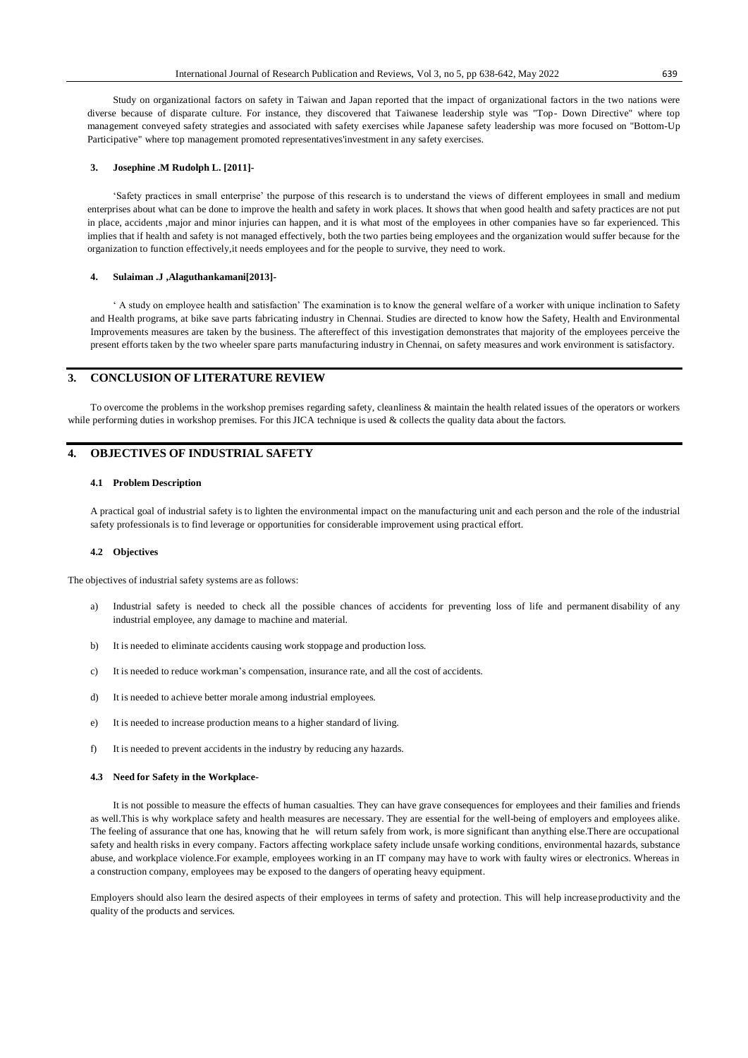Study on organizational factors on safety in Taiwan and Japan reported that the impact of organizational factors in the two nations were diverse because of disparate culture. For instance, they discovered that Taiwanese leadership style was "Top- Down Directive" where top management conveyed safety strategies and associated with safety exercises while Japanese safety leadership was more focused on "Bottom-Up Participative" where top management promoted representatives'investment in any safety exercises.

#### 3. Josephine .M Rudolph L. [2011]-

'Safety practices in small enterprise' the purpose of this research is to understand the views of different employees in small and medium enterprises about what can be done to improve the health and safety in work places. It shows that when good health and safety practices are not put in place, accidents ,major and minor injuries can happen, and it is what most of the employees in other companies have so far experienced. This implies that if health and safety is not managed effectively, both the two parties being employees and the organization would suffer because for the organization to function effectively,it needs employees and for the people to survive, they need to work.

#### 4. Sulaiman .J ,Alaguthankamani[2013]-

' A study on employee health and satisfaction' The examination is to know the general welfare of a worker with unique inclination to Safety and Health programs, at bike save parts fabricating industry in Chennai. Studies are directed to know how the Safety, Health and Environmental Improvements measures are taken by the business. The aftereffect of this investigation demonstrates that majority of the employees perceive the present efforts taken by the two wheeler spare parts manufacturing industry in Chennai, on safety measures and work environment is satisfactory.

## 3. CONCLUSION OF LITERATURE REVIEW

To overcome the problems in the workshop premises regarding safety, cleanliness & maintain the health related issues of the operators or workers while performing duties in workshop premises. For this JICA technique is used & collects the quality data about the factors.

## 4. OBJECTIVES OF INDUSTRIAL SAFETY

### 4.1 Problem Description

A practical goal of industrial safety is to lighten the environmental impact on the manufacturing unit and each person and the role of the industrial safety professionals is to find leverage or opportunities for considerable improvement using practical effort.

### 4.2 Objectives

The objectives of industrial safety systems are as follows:

a) Industrial safety is needed to check all the possible chances of accidents for preventing loss of life and permanent disability of any industrial employee, any damage to machine and material.

b) It is needed to eliminate accidents causing work stoppage and production loss.

c) It is needed to reduce workman's compensation, insurance rate, and all the cost of accidents.

d) It is needed to achieve better morale among industrial employees.

e) It is needed to increase production means to a higher standard of living.

f) It is needed to prevent accidents in the industry by reducing any hazards.

### 4.3 Need for Safety in the Workplace-

It is not possible to measure the effects of human casualties. They can have grave consequences for employees and their families and friends as well.This is why workplace safety and health measures are necessary. They are essential for the well-being of employers and employees alike. The feeling of assurance that one has, knowing that he will return safely from work, is more significant than anything else.There are occupational safety and health risks in every company. Factors affecting workplace safety include unsafe working conditions, environmental hazards, substance abuse, and workplace violence.For example, employees working in an IT company may have to work with faulty wires or electronics. Whereas in a construction company, employees may be exposed to the dangers of operating heavy equipment.

Employers should also learn the desired aspects of their employees in terms of safety and protection. This will help increase productivity and the quality of the products and services.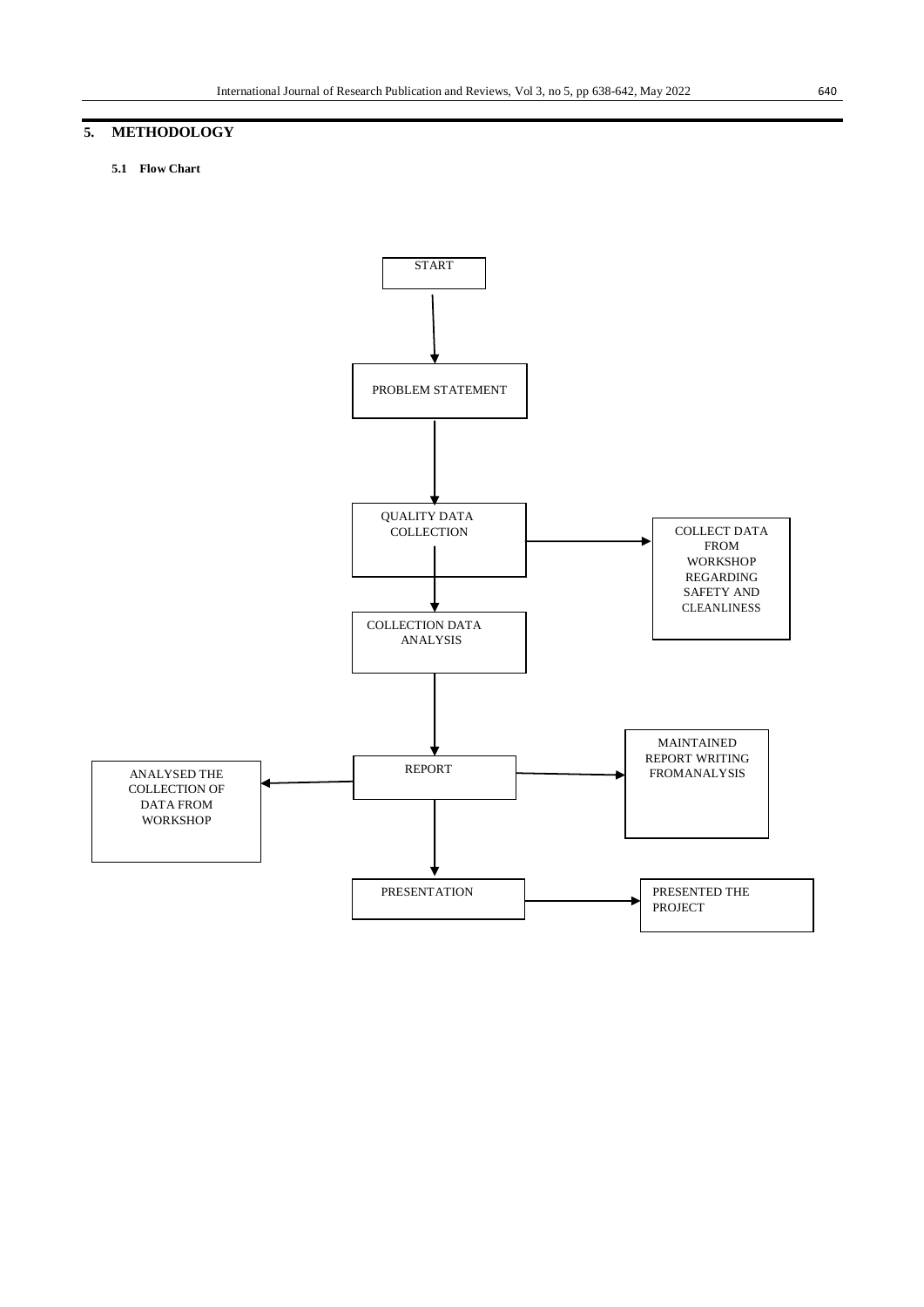## 5. METHODOLOGY

### 5.1 Flow Chart

START

PROBLEM STATEMENT

QUALITY DATA COLLECTION

COLLECT DATA FROM WORKSHOP REGARDING SAFETY AND CLEANLINESS

COLLECTION DATA ANALYSIS

REPORT

ANALYSED THE COLLECTION OF DATA FROM WORKSHOP

MAINTAINED REPORT WRITING FROMANALYSIS

PRESENTATION

PRESENTED THE PROJECT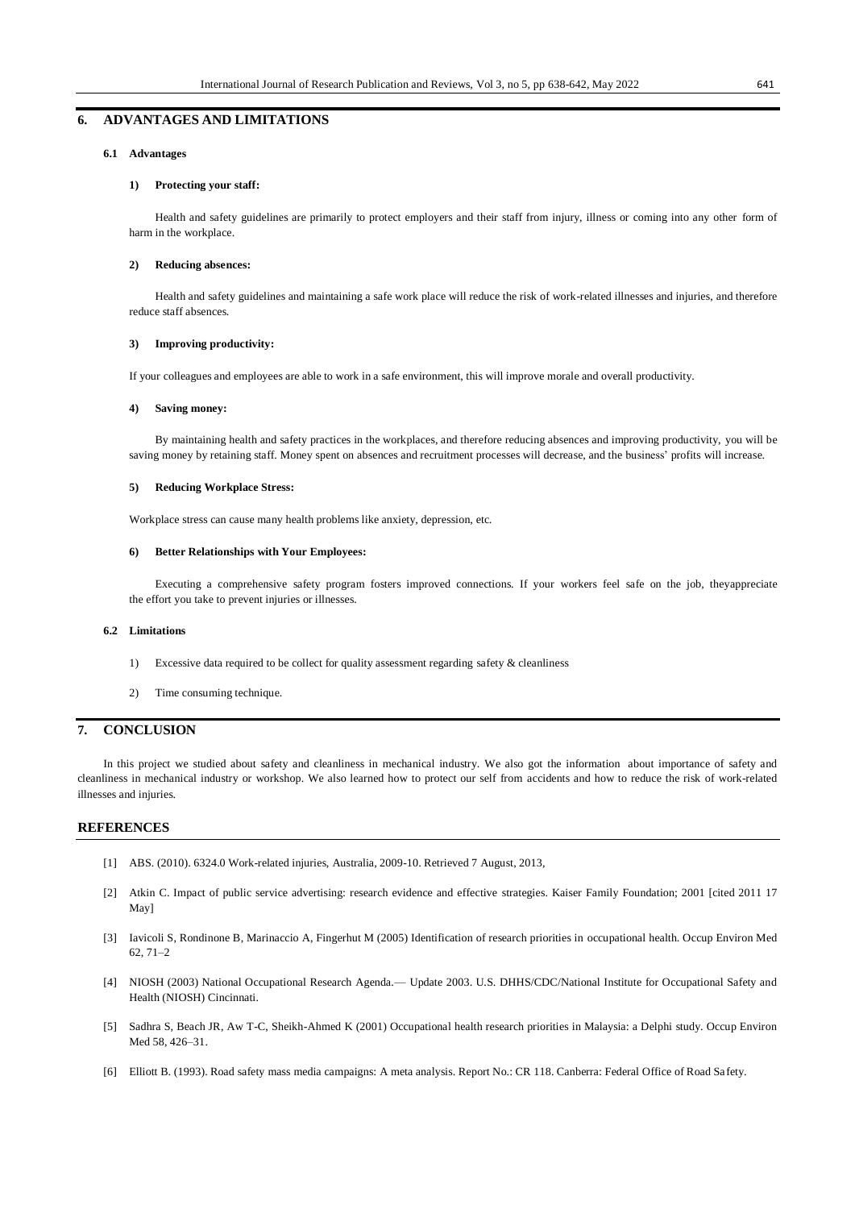## 6. ADVANTAGES AND LIMITATIONS

### 6.1 Advantages

**1) Protecting your staff:**

Health and safety guidelines are primarily to protect employers and their staff from injury, illness or coming into any other form of harm in the workplace.

**2) Reducing absences:**

Health and safety guidelines and maintaining a safe work place will reduce the risk of work-related illnesses and injuries, and therefore reduce staff absences.

**3) Improving productivity:**

If your colleagues and employees are able to work in a safe environment, this will improve morale and overall productivity.

**4) Saving money:**

By maintaining health and safety practices in the workplaces, and therefore reducing absences and improving productivity, you will be saving money by retaining staff. Money spent on absences and recruitment processes will decrease, and the business' profits will increase.

**5) Reducing Workplace Stress:**

Workplace stress can cause many health problems like anxiety, depression, etc.

**6) Better Relationships with Your Employees:**

Executing a comprehensive safety program fosters improved connections. If your workers feel safe on the job, theyappreciate the effort you take to prevent injuries or illnesses.

### 6.2 Limitations

1) Excessive data required to be collect for quality assessment regarding safety & cleanliness

2) Time consuming technique.

## 7. CONCLUSION

In this project we studied about safety and cleanliness in mechanical industry. We also got the information about importance of safety and cleanliness in mechanical industry or workshop. We also learned how to protect our self from accidents and how to reduce the risk of work-related illnesses and injuries.

## REFERENCES

[1] ABS. (2010). 6324.0 Work-related injuries, Australia, 2009-10. Retrieved 7 August, 2013,

[2] Atkin C. Impact of public service advertising: research evidence and effective strategies. Kaiser Family Foundation; 2001 [cited 2011 17 May]

[3] Iavicoli S, Rondinone B, Marinaccio A, Fingerhut M (2005) Identification of research priorities in occupational health. Occup Environ Med 62, 71–2

[4] NIOSH (2003) National Occupational Research Agenda.— Update 2003. U.S. DHHS/CDC/National Institute for Occupational Safety and Health (NIOSH) Cincinnati.

[5] Sadhra S, Beach JR, Aw T-C, Sheikh-Ahmed K (2001) Occupational health research priorities in Malaysia: a Delphi study. Occup Environ Med 58, 426–31.

[6] Elliott B. (1993). Road safety mass media campaigns: A meta analysis. Report No.: CR 118. Canberra: Federal Office of Road Safety.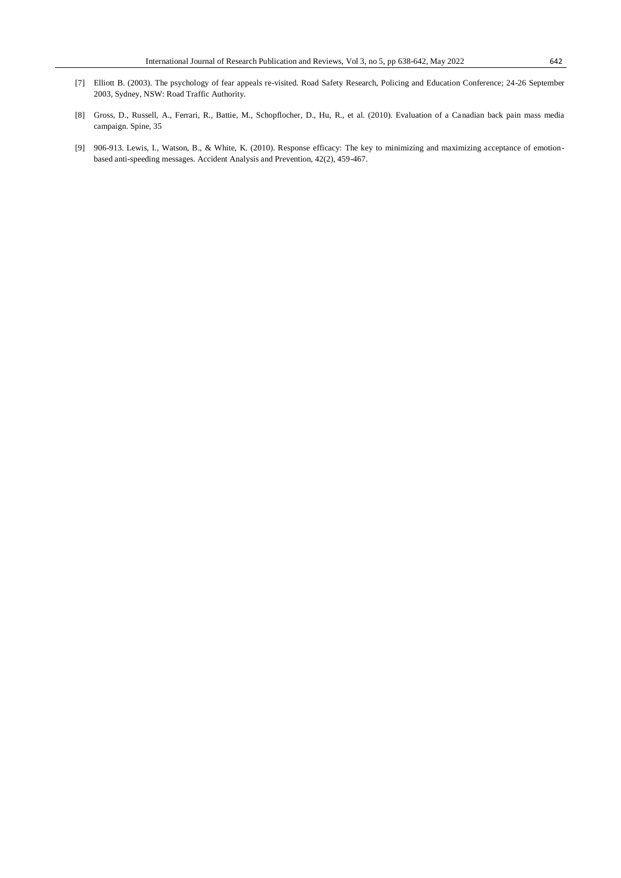[7] Elliott B. (2003). The psychology of fear appeals re-visited. Road Safety Research, Policing and Education Conference; 24-26 September 2003, Sydney, NSW: Road Traffic Authority.

[8] Gross, D., Russell, A., Ferrari, R., Battie, M., Schopflocher, D., Hu, R., et al. (2010). Evaluation of a Canadian back pain mass media campaign. Spine, 35

[9] 906-913. Lewis, I., Watson, B., & White, K. (2010). Response efficacy: The key to minimizing and maximizing acceptance of emotion-based anti-speeding messages. Accident Analysis and Prevention, 42(2), 459-467.